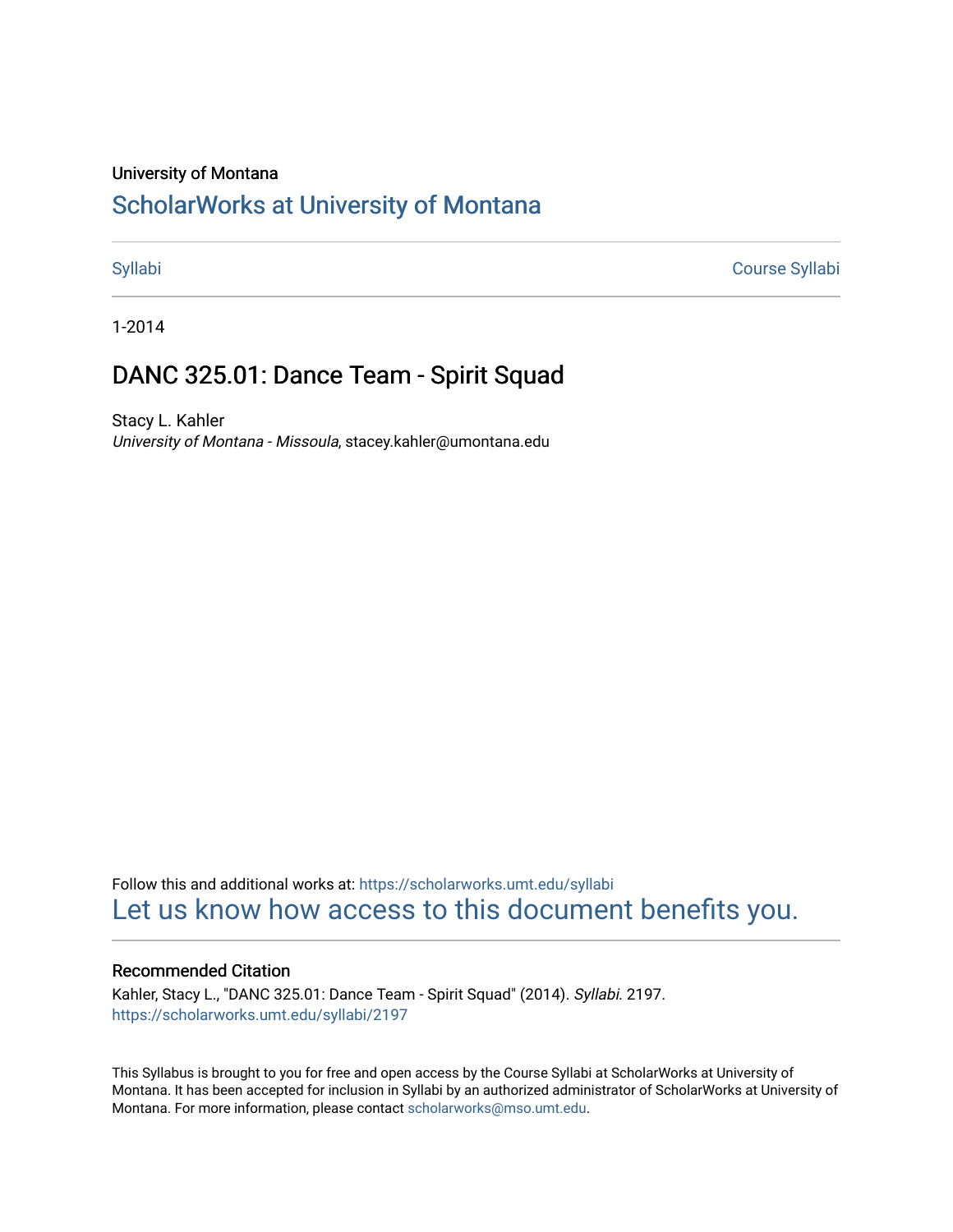University of Montana

# ScholarWorks at University of Montana

Syllabi | Course Syllabi

1-2014

## DANC 325.01: Dance Team - Spirit Squad

Stacy L. Kahler
*University of Montana - Missoula*, stacey.kahler@umontana.edu

Follow this and additional works at: https://scholarworks.umt.edu/syllabi

Let us know how access to this document benefits you.

### Recommended Citation

Kahler, Stacy L., "DANC 325.01: Dance Team - Spirit Squad" (2014). *Syllabi*. 2197.
https://scholarworks.umt.edu/syllabi/2197

This Syllabus is brought to you for free and open access by the Course Syllabi at ScholarWorks at University of Montana. It has been accepted for inclusion in Syllabi by an authorized administrator of ScholarWorks at University of Montana. For more information, please contact scholarworks@mso.umt.edu.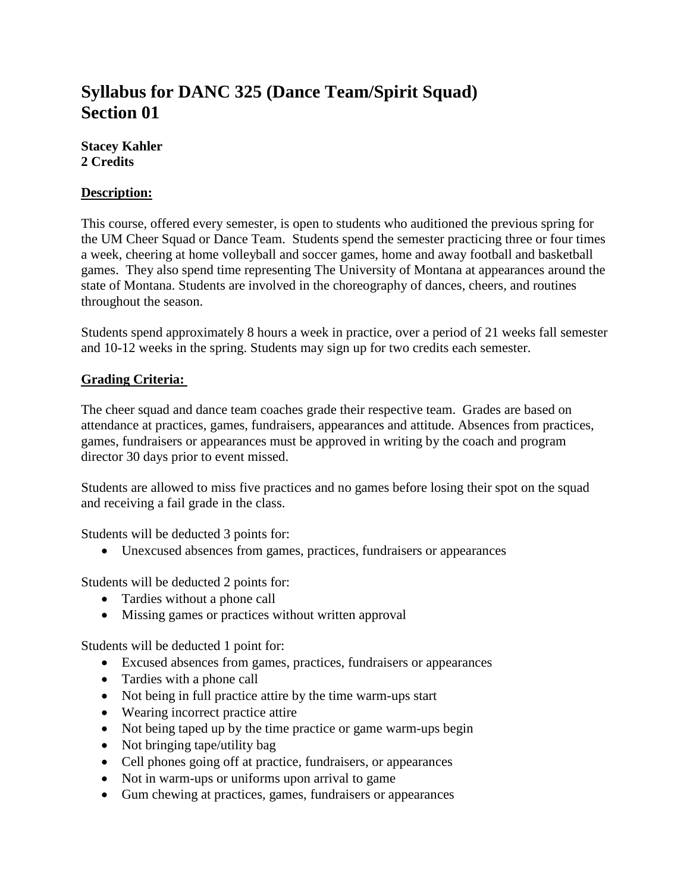# Syllabus for DANC 325 (Dance Team/Spirit Squad) Section 01

**Stacey Kahler**
**2 Credits**

## Description:

This course, offered every semester, is open to students who auditioned the previous spring for the UM Cheer Squad or Dance Team. Students spend the semester practicing three or four times a week, cheering at home volleyball and soccer games, home and away football and basketball games. They also spend time representing The University of Montana at appearances around the state of Montana. Students are involved in the choreography of dances, cheers, and routines throughout the season.

Students spend approximately 8 hours a week in practice, over a period of 21 weeks fall semester and 10-12 weeks in the spring. Students may sign up for two credits each semester.

## Grading Criteria:

The cheer squad and dance team coaches grade their respective team. Grades are based on attendance at practices, games, fundraisers, appearances and attitude. Absences from practices, games, fundraisers or appearances must be approved in writing by the coach and program director 30 days prior to event missed.

Students are allowed to miss five practices and no games before losing their spot on the squad and receiving a fail grade in the class.

Students will be deducted 3 points for:

- Unexcused absences from games, practices, fundraisers or appearances

Students will be deducted 2 points for:

- Tardies without a phone call
- Missing games or practices without written approval

Students will be deducted 1 point for:

- Excused absences from games, practices, fundraisers or appearances
- Tardies with a phone call
- Not being in full practice attire by the time warm-ups start
- Wearing incorrect practice attire
- Not being taped up by the time practice or game warm-ups begin
- Not bringing tape/utility bag
- Cell phones going off at practice, fundraisers, or appearances
- Not in warm-ups or uniforms upon arrival to game
- Gum chewing at practices, games, fundraisers or appearances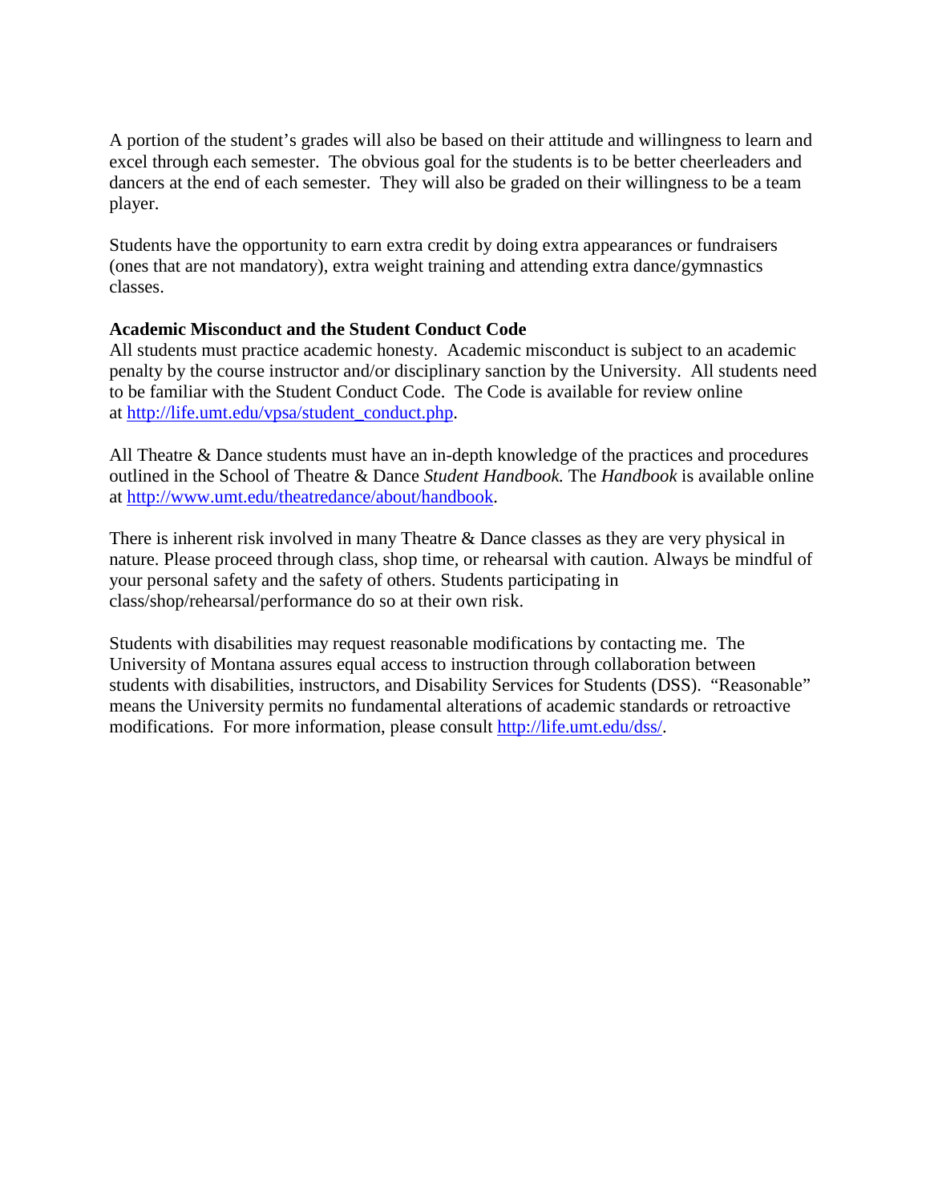A portion of the student's grades will also be based on their attitude and willingness to learn and excel through each semester. The obvious goal for the students is to be better cheerleaders and dancers at the end of each semester. They will also be graded on their willingness to be a team player.

Students have the opportunity to earn extra credit by doing extra appearances or fundraisers (ones that are not mandatory), extra weight training and attending extra dance/gymnastics classes.

**Academic Misconduct and the Student Conduct Code**

All students must practice academic honesty. Academic misconduct is subject to an academic penalty by the course instructor and/or disciplinary sanction by the University. All students need to be familiar with the Student Conduct Code. The Code is available for review online at http://life.umt.edu/vpsa/student_conduct.php.

All Theatre & Dance students must have an in-depth knowledge of the practices and procedures outlined in the School of Theatre & Dance *Student Handbook.* The *Handbook* is available online at http://www.umt.edu/theatredance/about/handbook.

There is inherent risk involved in many Theatre & Dance classes as they are very physical in nature. Please proceed through class, shop time, or rehearsal with caution. Always be mindful of your personal safety and the safety of others. Students participating in class/shop/rehearsal/performance do so at their own risk.

Students with disabilities may request reasonable modifications by contacting me. The University of Montana assures equal access to instruction through collaboration between students with disabilities, instructors, and Disability Services for Students (DSS). "Reasonable" means the University permits no fundamental alterations of academic standards or retroactive modifications. For more information, please consult http://life.umt.edu/dss/.